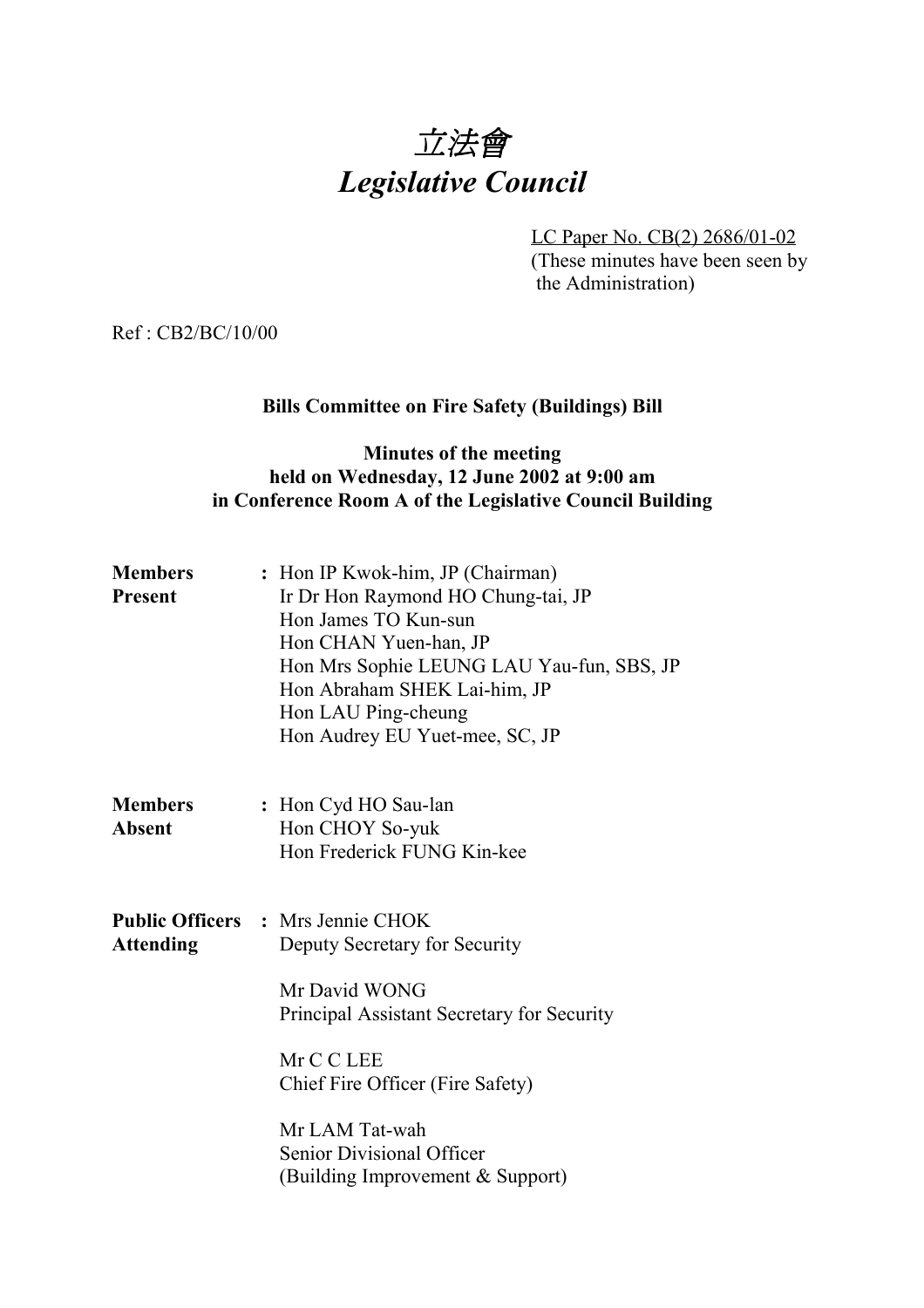# *立法會*
# *Legislative Council*

LC Paper No. CB(2) 2686/01-02
(These minutes have been seen by the Administration)

Ref : CB2/BC/10/00

**Bills Committee on Fire Safety (Buildings) Bill**

**Minutes of the meeting**
**held on Wednesday, 12 June 2002 at 9:00 am**
**in Conference Room A of the Legislative Council Building**

**Members Present** : Hon IP Kwok-him, JP (Chairman)
Ir Dr Hon Raymond HO Chung-tai, JP
Hon James TO Kun-sun
Hon CHAN Yuen-han, JP
Hon Mrs Sophie LEUNG LAU Yau-fun, SBS, JP
Hon Abraham SHEK Lai-him, JP
Hon LAU Ping-cheung
Hon Audrey EU Yuet-mee, SC, JP

**Members Absent** : Hon Cyd HO Sau-lan
Hon CHOY So-yuk
Hon Frederick FUNG Kin-kee

**Public Officers Attending** : Mrs Jennie CHOK
Deputy Secretary for Security

Mr David WONG
Principal Assistant Secretary for Security

Mr C C LEE
Chief Fire Officer (Fire Safety)

Mr LAM Tat-wah
Senior Divisional Officer
(Building Improvement & Support)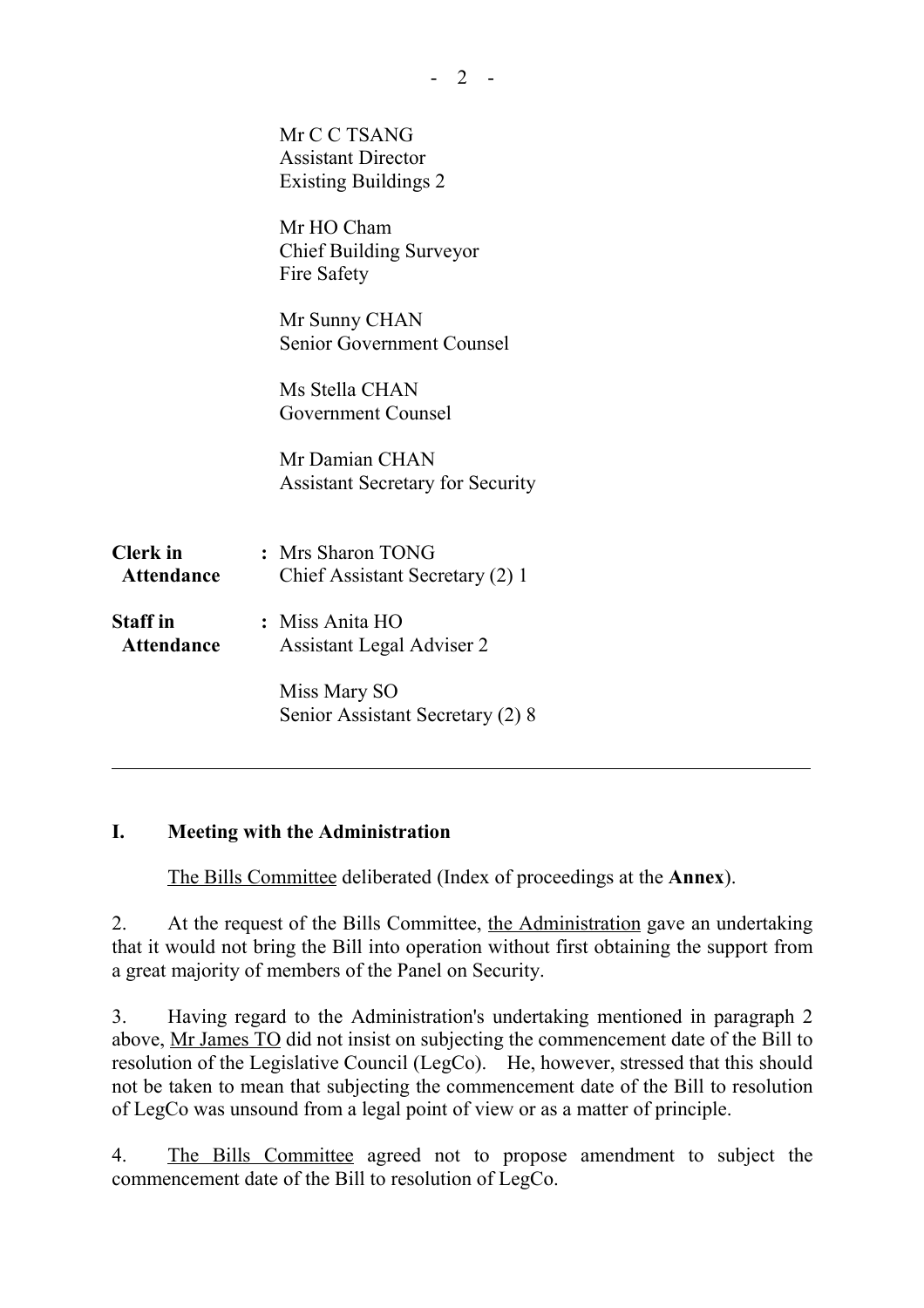Mr C C TSANG
Assistant Director
Existing Buildings 2

Mr HO Cham
Chief Building Surveyor
Fire Safety

Mr Sunny CHAN
Senior Government Counsel

Ms Stella CHAN
Government Counsel

Mr Damian CHAN
Assistant Secretary for Security

| | | |
|---|---|---|
| **Clerk in Attendance** | : | Mrs Sharon TONG<br>Chief Assistant Secretary (2) 1 |
| **Staff in Attendance** | : | Miss Anita HO<br>Assistant Legal Adviser 2<br><br>Miss Mary SO<br>Senior Assistant Secretary (2) 8 |

---

## I. Meeting with the Administration

The Bills Committee deliberated (Index of proceedings at the **Annex**).

2. At the request of the Bills Committee, the Administration gave an undertaking that it would not bring the Bill into operation without first obtaining the support from a great majority of members of the Panel on Security.

3. Having regard to the Administration's undertaking mentioned in paragraph 2 above, Mr James TO did not insist on subjecting the commencement date of the Bill to resolution of the Legislative Council (LegCo). He, however, stressed that this should not be taken to mean that subjecting the commencement date of the Bill to resolution of LegCo was unsound from a legal point of view or as a matter of principle.

4. The Bills Committee agreed not to propose amendment to subject the commencement date of the Bill to resolution of LegCo.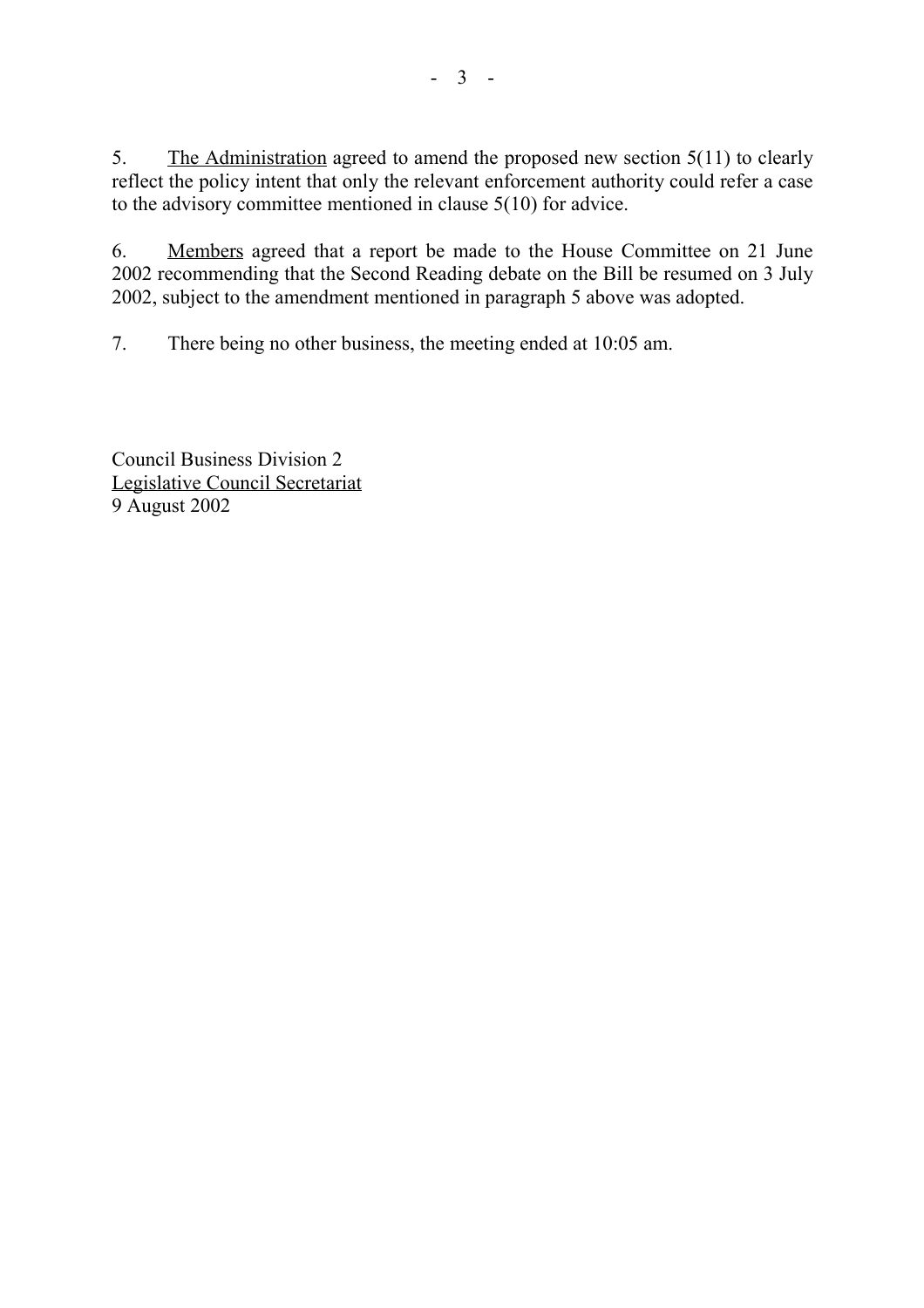5. <u>The Administration</u> agreed to amend the proposed new section 5(11) to clearly reflect the policy intent that only the relevant enforcement authority could refer a case to the advisory committee mentioned in clause 5(10) for advice.

6. <u>Members</u> agreed that a report be made to the House Committee on 21 June 2002 recommending that the Second Reading debate on the Bill be resumed on 3 July 2002, subject to the amendment mentioned in paragraph 5 above was adopted.

7. There being no other business, the meeting ended at 10:05 am.

Council Business Division 2
<u>Legislative Council Secretariat</u>
9 August 2002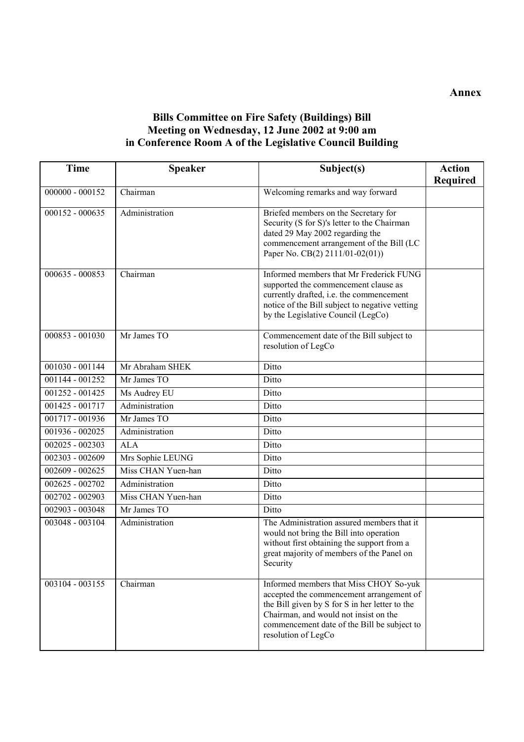**Annex**

# Bills Committee on Fire Safety (Buildings) Bill
## Meeting on Wednesday, 12 June 2002 at 9:00 am
## in Conference Room A of the Legislative Council Building

| Time | Speaker | Subject(s) | Action Required |
|---|---|---|---|
| 000000 - 000152 | Chairman | Welcoming remarks and way forward | |
| 000152 - 000635 | Administration | Briefed members on the Secretary for Security (S for S)'s letter to the Chairman dated 29 May 2002 regarding the commencement arrangement of the Bill (LC Paper No. CB(2) 2111/01-02(01)) | |
| 000635 - 000853 | Chairman | Informed members that Mr Frederick FUNG supported the commencement clause as currently drafted, i.e. the commencement notice of the Bill subject to negative vetting by the Legislative Council (LegCo) | |
| 000853 - 001030 | Mr James TO | Commencement date of the Bill subject to resolution of LegCo | |
| 001030 - 001144 | Mr Abraham SHEK | Ditto | |
| 001144 - 001252 | Mr James TO | Ditto | |
| 001252 - 001425 | Ms Audrey EU | Ditto | |
| 001425 - 001717 | Administration | Ditto | |
| 001717 - 001936 | Mr James TO | Ditto | |
| 001936 - 002025 | Administration | Ditto | |
| 002025 - 002303 | ALA | Ditto | |
| 002303 - 002609 | Mrs Sophie LEUNG | Ditto | |
| 002609 - 002625 | Miss CHAN Yuen-han | Ditto | |
| 002625 - 002702 | Administration | Ditto | |
| 002702 - 002903 | Miss CHAN Yuen-han | Ditto | |
| 002903 - 003048 | Mr James TO | Ditto | |
| 003048 - 003104 | Administration | The Administration assured members that it would not bring the Bill into operation without first obtaining the support from a great majority of members of the Panel on Security | |
| 003104 - 003155 | Chairman | Informed members that Miss CHOY So-yuk accepted the commencement arrangement of the Bill given by S for S in her letter to the Chairman, and would not insist on the commencement date of the Bill be subject to resolution of LegCo | |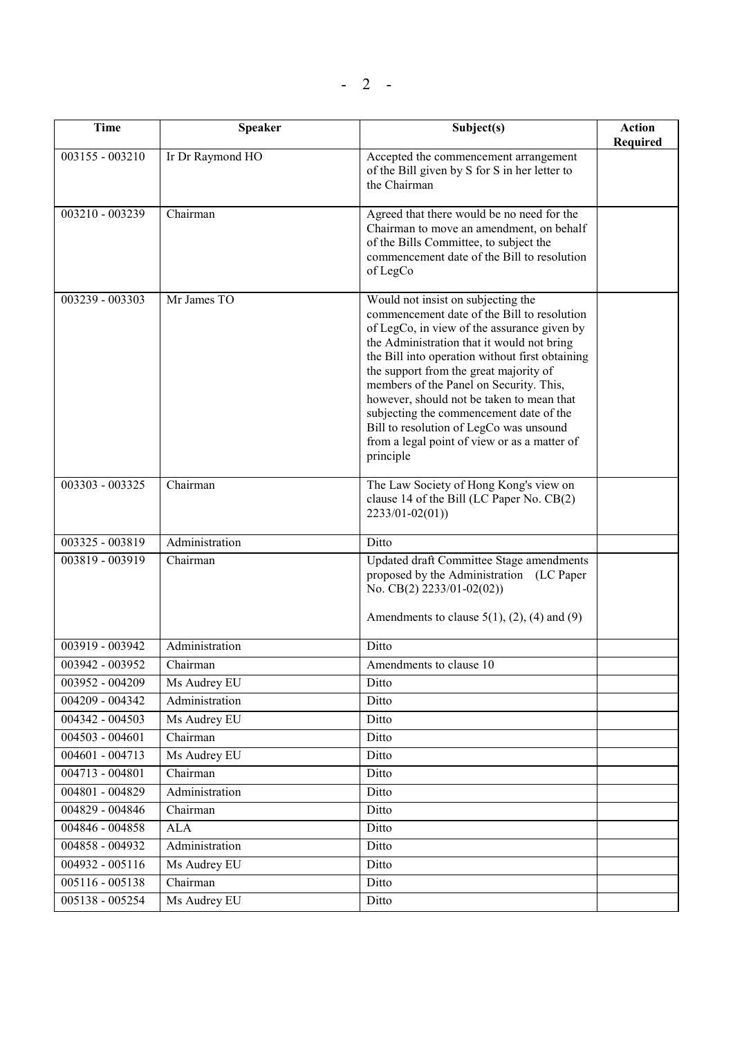| Time | Speaker | Subject(s) | Action Required |
| --- | --- | --- | --- |
| 003155 - 003210 | Ir Dr Raymond HO | Accepted the commencement arrangement of the Bill given by S for S in her letter to the Chairman | |
| 003210 - 003239 | Chairman | Agreed that there would be no need for the Chairman to move an amendment, on behalf of the Bills Committee, to subject the commencement date of the Bill to resolution of LegCo | |
| 003239 - 003303 | Mr James TO | Would not insist on subjecting the commencement date of the Bill to resolution of LegCo, in view of the assurance given by the Administration that it would not bring the Bill into operation without first obtaining the support from the great majority of members of the Panel on Security. This, however, should not be taken to mean that subjecting the commencement date of the Bill to resolution of LegCo was unsound from a legal point of view or as a matter of principle | |
| 003303 - 003325 | Chairman | The Law Society of Hong Kong's view on clause 14 of the Bill (LC Paper No. CB(2) 2233/01-02(01)) | |
| 003325 - 003819 | Administration | Ditto | |
| 003819 - 003919 | Chairman | Updated draft Committee Stage amendments proposed by the Administration (LC Paper No. CB(2) 2233/01-02(02))<br><br>Amendments to clause 5(1), (2), (4) and (9) | |
| 003919 - 003942 | Administration | Ditto | |
| 003942 - 003952 | Chairman | Amendments to clause 10 | |
| 003952 - 004209 | Ms Audrey EU | Ditto | |
| 004209 - 004342 | Administration | Ditto | |
| 004342 - 004503 | Ms Audrey EU | Ditto | |
| 004503 - 004601 | Chairman | Ditto | |
| 004601 - 004713 | Ms Audrey EU | Ditto | |
| 004713 - 004801 | Chairman | Ditto | |
| 004801 - 004829 | Administration | Ditto | |
| 004829 - 004846 | Chairman | Ditto | |
| 004846 - 004858 | ALA | Ditto | |
| 004858 - 004932 | Administration | Ditto | |
| 004932 - 005116 | Ms Audrey EU | Ditto | |
| 005116 - 005138 | Chairman | Ditto | |
| 005138 - 005254 | Ms Audrey EU | Ditto | |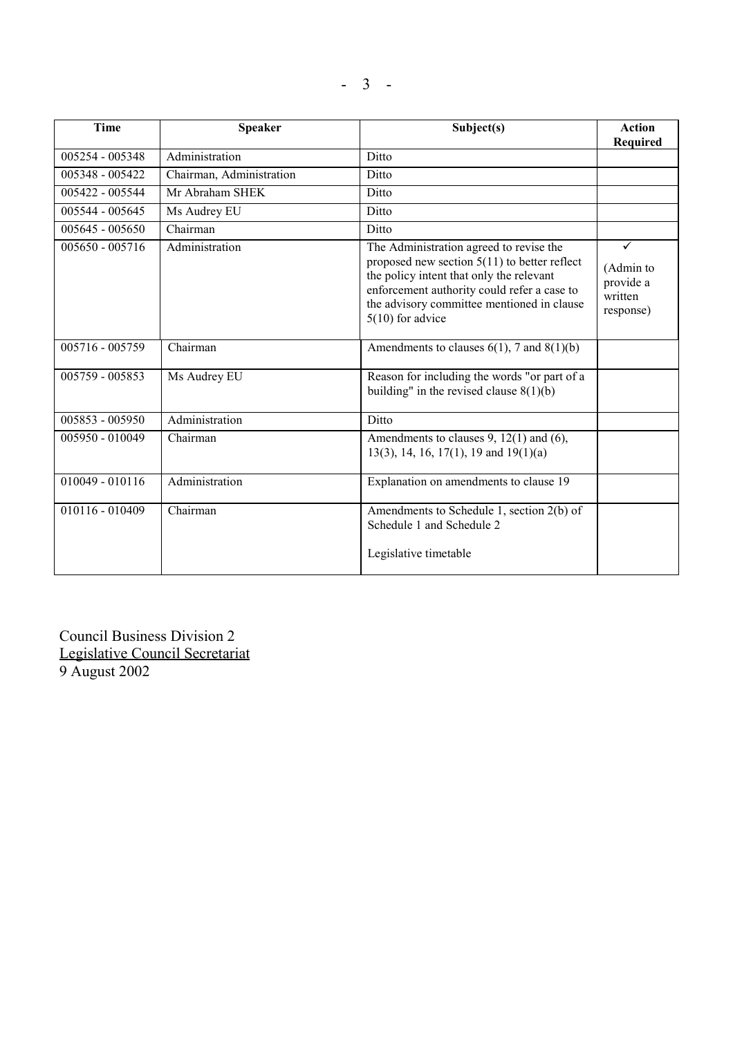| Time | Speaker | Subject(s) | Action Required |
|---|---|---|---|
| 005254 - 005348 | Administration | Ditto | |
| 005348 - 005422 | Chairman, Administration | Ditto | |
| 005422 - 005544 | Mr Abraham SHEK | Ditto | |
| 005544 - 005645 | Ms Audrey EU | Ditto | |
| 005645 - 005650 | Chairman | Ditto | |
| 005650 - 005716 | Administration | The Administration agreed to revise the proposed new section 5(11) to better reflect the policy intent that only the relevant enforcement authority could refer a case to the advisory committee mentioned in clause 5(10) for advice | ✓ (Admin to provide a written response) |
| 005716 - 005759 | Chairman | Amendments to clauses 6(1), 7 and 8(1)(b) | |
| 005759 - 005853 | Ms Audrey EU | Reason for including the words "or part of a building" in the revised clause 8(1)(b) | |
| 005853 - 005950 | Administration | Ditto | |
| 005950 - 010049 | Chairman | Amendments to clauses 9, 12(1) and (6), 13(3), 14, 16, 17(1), 19 and 19(1)(a) | |
| 010049 - 010116 | Administration | Explanation on amendments to clause 19 | |
| 010116 - 010409 | Chairman | Amendments to Schedule 1, section 2(b) of Schedule 1 and Schedule 2<br><br>Legislative timetable | |

Council Business Division 2
Legislative Council Secretariat
9 August 2002